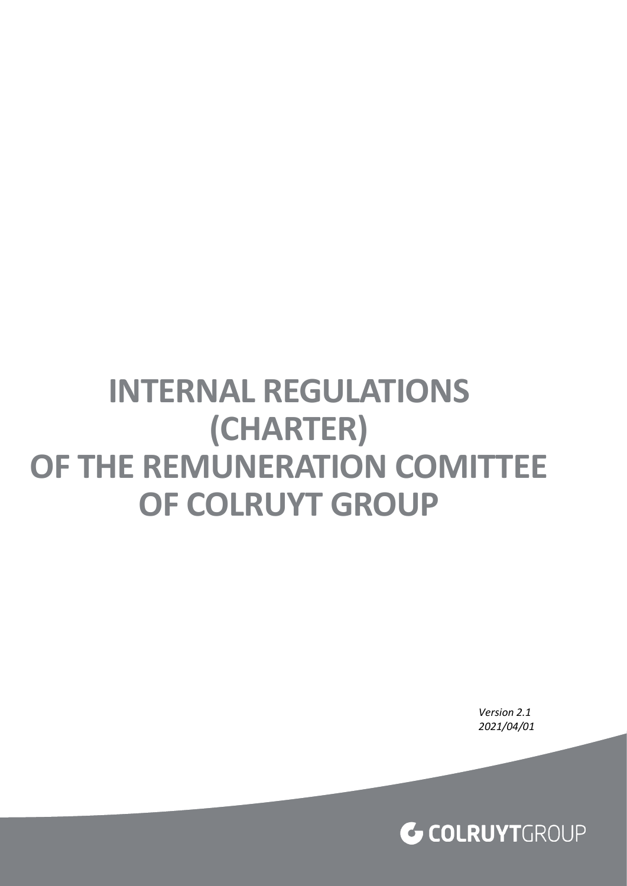# INTERNAL REGULATIONS (CHARTER) OF THE REMUNERATION COMITTEE OF COLRUYT GROUP

*Version 2.1*
*2021/04/01*

COLRUYTGROUP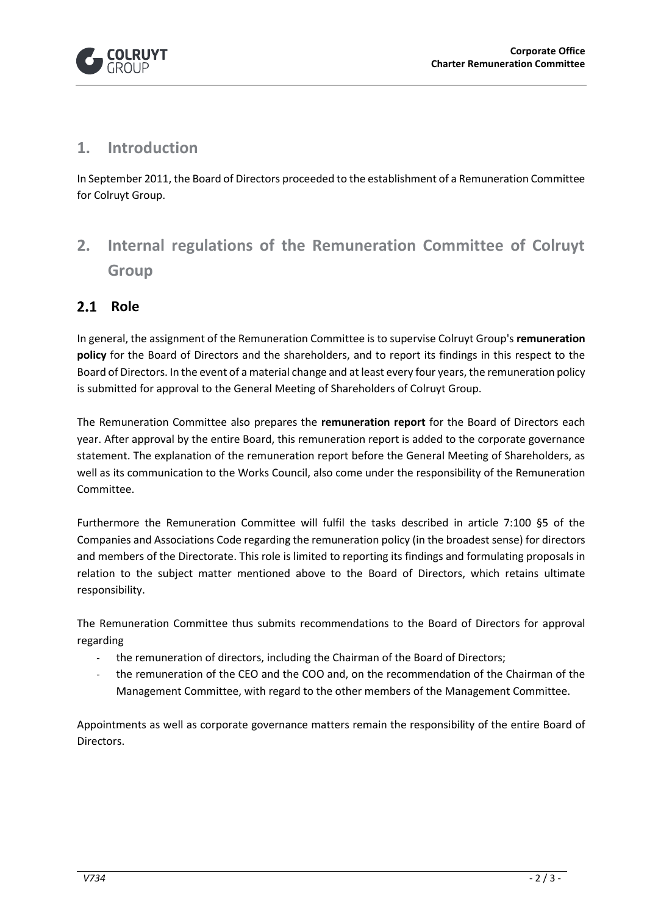# 1. Introduction

In September 2011, the Board of Directors proceeded to the establishment of a Remuneration Committee for Colruyt Group.

# 2. Internal regulations of the Remuneration Committee of Colruyt Group

## 2.1 Role

In general, the assignment of the Remuneration Committee is to supervise Colruyt Group's **remuneration policy** for the Board of Directors and the shareholders, and to report its findings in this respect to the Board of Directors. In the event of a material change and at least every four years, the remuneration policy is submitted for approval to the General Meeting of Shareholders of Colruyt Group.

The Remuneration Committee also prepares the **remuneration report** for the Board of Directors each year. After approval by the entire Board, this remuneration report is added to the corporate governance statement. The explanation of the remuneration report before the General Meeting of Shareholders, as well as its communication to the Works Council, also come under the responsibility of the Remuneration Committee.

Furthermore the Remuneration Committee will fulfil the tasks described in article 7:100 §5 of the Companies and Associations Code regarding the remuneration policy (in the broadest sense) for directors and members of the Directorate. This role is limited to reporting its findings and formulating proposals in relation to the subject matter mentioned above to the Board of Directors, which retains ultimate responsibility.

The Remuneration Committee thus submits recommendations to the Board of Directors for approval regarding

- the remuneration of directors, including the Chairman of the Board of Directors;
- the remuneration of the CEO and the COO and, on the recommendation of the Chairman of the Management Committee, with regard to the other members of the Management Committee.

Appointments as well as corporate governance matters remain the responsibility of the entire Board of Directors.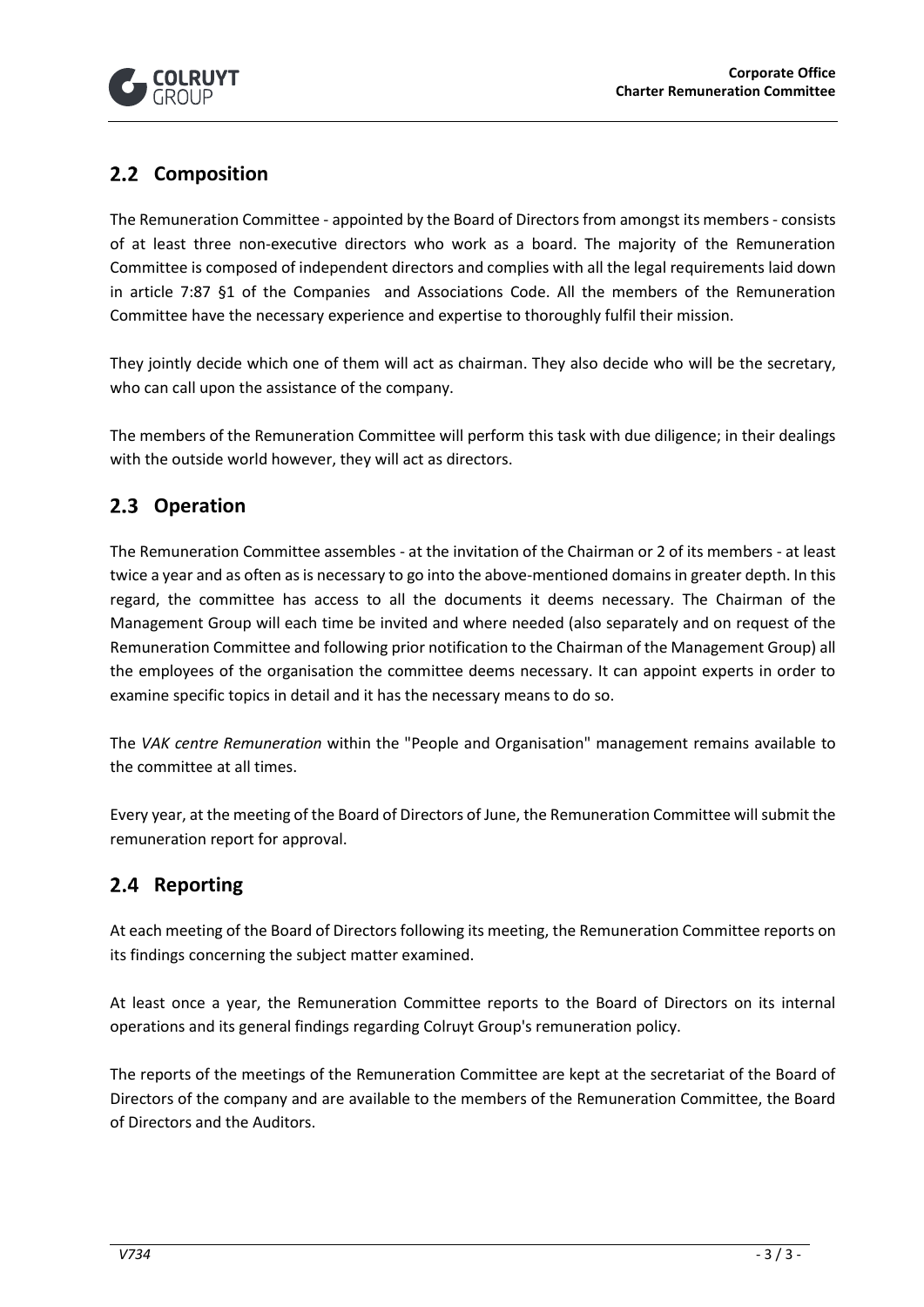## 2.2 Composition

The Remuneration Committee - appointed by the Board of Directors from amongst its members - consists of at least three non-executive directors who work as a board. The majority of the Remuneration Committee is composed of independent directors and complies with all the legal requirements laid down in article 7:87 §1 of the Companies  and Associations Code. All the members of the Remuneration Committee have the necessary experience and expertise to thoroughly fulfil their mission.

They jointly decide which one of them will act as chairman. They also decide who will be the secretary, who can call upon the assistance of the company.

The members of the Remuneration Committee will perform this task with due diligence; in their dealings with the outside world however, they will act as directors.

## 2.3 Operation

The Remuneration Committee assembles - at the invitation of the Chairman or 2 of its members - at least twice a year and as often as is necessary to go into the above-mentioned domains in greater depth. In this regard, the committee has access to all the documents it deems necessary. The Chairman of the Management Group will each time be invited and where needed (also separately and on request of the Remuneration Committee and following prior notification to the Chairman of the Management Group) all the employees of the organisation the committee deems necessary. It can appoint experts in order to examine specific topics in detail and it has the necessary means to do so.

The *VAK centre Remuneration* within the "People and Organisation" management remains available to the committee at all times.

Every year, at the meeting of the Board of Directors of June, the Remuneration Committee will submit the remuneration report for approval.

## 2.4 Reporting

At each meeting of the Board of Directors following its meeting, the Remuneration Committee reports on its findings concerning the subject matter examined.

At least once a year, the Remuneration Committee reports to the Board of Directors on its internal operations and its general findings regarding Colruyt Group's remuneration policy.

The reports of the meetings of the Remuneration Committee are kept at the secretariat of the Board of Directors of the company and are available to the members of the Remuneration Committee, the Board of Directors and the Auditors.